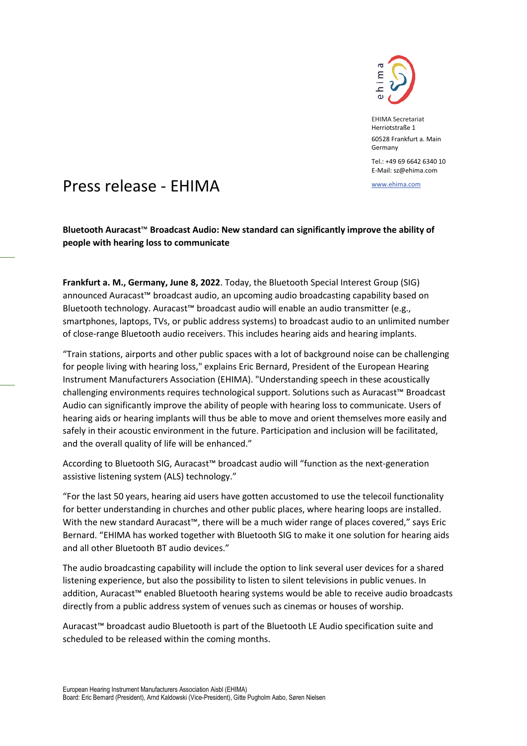EHIMA Secretariat
Herriotstraße 1

60528 Frankfurt a. Main
Germany

Tel.: +49 69 6642 6340 10
E-Mail: sz@ehima.com

www.ehima.com

# Press release - EHIMA

**Bluetooth Auracast™ Broadcast Audio: New standard can significantly improve the ability of people with hearing loss to communicate**

**Frankfurt a. M., Germany, June 8, 2022**. Today, the Bluetooth Special Interest Group (SIG) announced Auracast™ broadcast audio, an upcoming audio broadcasting capability based on Bluetooth technology. Auracast™ broadcast audio will enable an audio transmitter (e.g., smartphones, laptops, TVs, or public address systems) to broadcast audio to an unlimited number of close-range Bluetooth audio receivers. This includes hearing aids and hearing implants.

“Train stations, airports and other public spaces with a lot of background noise can be challenging for people living with hearing loss," explains Eric Bernard, President of the European Hearing Instrument Manufacturers Association (EHIMA). "Understanding speech in these acoustically challenging environments requires technological support. Solutions such as Auracast™ Broadcast Audio can significantly improve the ability of people with hearing loss to communicate. Users of hearing aids or hearing implants will thus be able to move and orient themselves more easily and safely in their acoustic environment in the future. Participation and inclusion will be facilitated, and the overall quality of life will be enhanced.”

According to Bluetooth SIG, Auracast™ broadcast audio will “function as the next-generation assistive listening system (ALS) technology.”

“For the last 50 years, hearing aid users have gotten accustomed to use the telecoil functionality for better understanding in churches and other public places, where hearing loops are installed. With the new standard Auracast™, there will be a much wider range of places covered,” says Eric Bernard. “EHIMA has worked together with Bluetooth SIG to make it one solution for hearing aids and all other Bluetooth BT audio devices.”

The audio broadcasting capability will include the option to link several user devices for a shared listening experience, but also the possibility to listen to silent televisions in public venues. In addition, Auracast™ enabled Bluetooth hearing systems would be able to receive audio broadcasts directly from a public address system of venues such as cinemas or houses of worship.

Auracast™ broadcast audio Bluetooth is part of the Bluetooth LE Audio specification suite and scheduled to be released within the coming months.

European Hearing Instrument Manufacturers Association Aisbl (EHIMA)
Board: Eric Bernard (President), Arnd Kaldowski (Vice-President), Gitte Pugholm Aabo, Søren Nielsen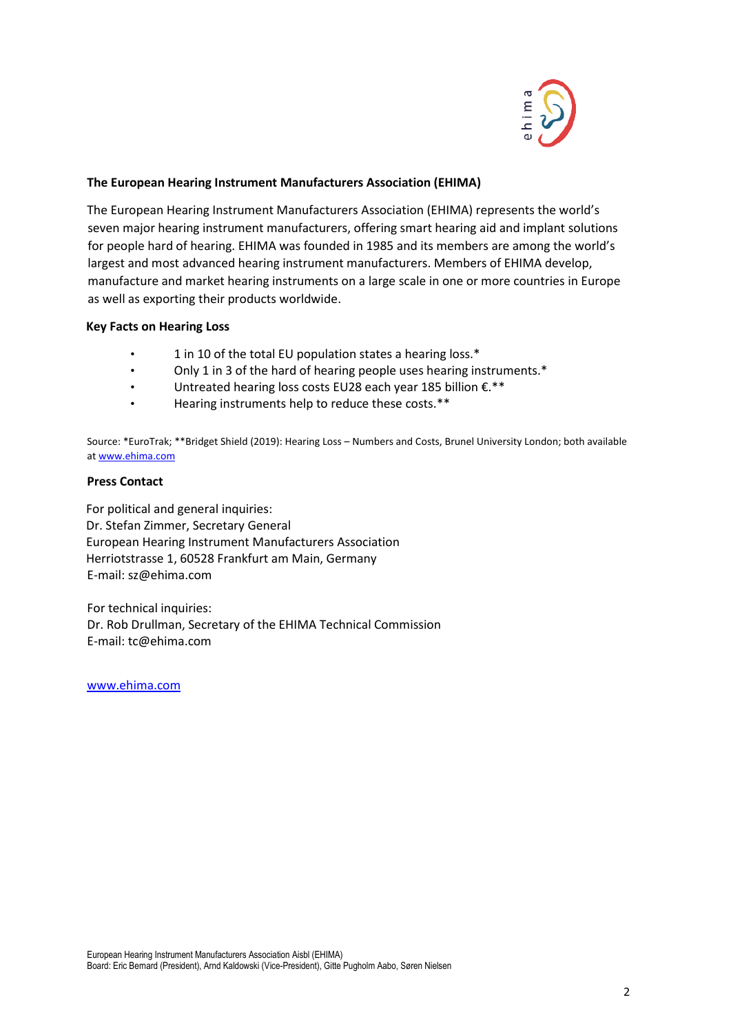**The European Hearing Instrument Manufacturers Association (EHIMA)**

The European Hearing Instrument Manufacturers Association (EHIMA) represents the world's seven major hearing instrument manufacturers, offering smart hearing aid and implant solutions for people hard of hearing. EHIMA was founded in 1985 and its members are among the world's largest and most advanced hearing instrument manufacturers. Members of EHIMA develop, manufacture and market hearing instruments on a large scale in one or more countries in Europe as well as exporting their products worldwide.

**Key Facts on Hearing Loss**

- 1 in 10 of the total EU population states a hearing loss.*
- Only 1 in 3 of the hard of hearing people uses hearing instruments.*
- Untreated hearing loss costs EU28 each year 185 billion €.**
- Hearing instruments help to reduce these costs.**

Source: *EuroTrak; **Bridget Shield (2019): Hearing Loss – Numbers and Costs, Brunel University London; both available at www.ehima.com

**Press Contact**

For political and general inquiries:
Dr. Stefan Zimmer, Secretary General
European Hearing Instrument Manufacturers Association
Herriotstrasse 1, 60528 Frankfurt am Main, Germany
E-mail: sz@ehima.com

For technical inquiries:
Dr. Rob Drullman, Secretary of the EHIMA Technical Commission
E-mail: tc@ehima.com

www.ehima.com

European Hearing Instrument Manufacturers Association Aisbl (EHIMA)
Board: Eric Bernard (President), Arnd Kaldowski (Vice-President), Gitte Pugholm Aabo, Søren Nielsen